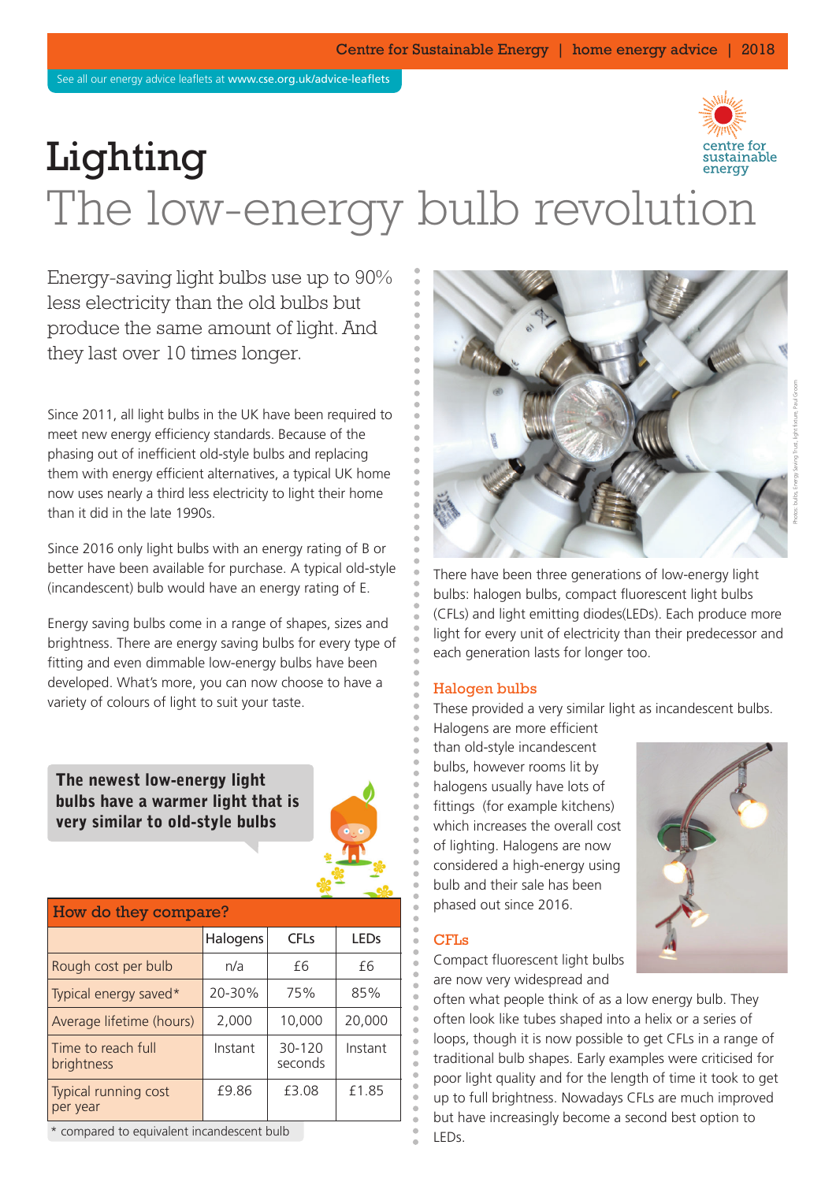See all our energy advice leaflets at www.cse.org.uk/advice-leaflets

# Lighting
## The low-energy bulb revolution

Energy-saving light bulbs use up to 90% less electricity than the old bulbs but produce the same amount of light. And they last over 10 times longer.

Since 2011, all light bulbs in the UK have been required to meet new energy efficiency standards. Because of the phasing out of inefficient old-style bulbs and replacing them with energy efficient alternatives, a typical UK home now uses nearly a third less electricity to light their home than it did in the late 1990s.

Since 2016 only light bulbs with an energy rating of B or better have been available for purchase. A typical old-style (incandescent) bulb would have an energy rating of E.

Energy saving bulbs come in a range of shapes, sizes and brightness. There are energy saving bulbs for every type of fitting and even dimmable low-energy bulbs have been developed. What's more, you can now choose to have a variety of colours of light to suit your taste.

**The newest low-energy light bulbs have a warmer light that is very similar to old-style bulbs**

| How do they compare? | Halogens | CFLs | LEDs |
|---|---|---|---|
| Rough cost per bulb | n/a | £6 | £6 |
| Typical energy saved* | 20-30% | 75% | 85% |
| Average lifetime (hours) | 2,000 | 10,000 | 20,000 |
| Time to reach full brightness | Instant | 30-120 seconds | Instant |
| Typical running cost per year | £9.86 | £3.08 | £1.85 |

* compared to equivalent incandescent bulb

There have been three generations of low-energy light bulbs: halogen bulbs, compact fluorescent light bulbs (CFLs) and light emitting diodes(LEDs). Each produce more light for every unit of electricity than their predecessor and each generation lasts for longer too.

### Halogen bulbs

These provided a very similar light as incandescent bulbs. Halogens are more efficient than old-style incandescent bulbs, however rooms lit by halogens usually have lots of fittings (for example kitchens) which increases the overall cost of lighting. Halogens are now considered a high-energy using bulb and their sale has been phased out since 2016.

### CFLs

Compact fluorescent light bulbs are now very widespread and often what people think of as a low energy bulb. They often look like tubes shaped into a helix or a series of loops, though it is now possible to get CFLs in a range of traditional bulb shapes. Early examples were criticised for poor light quality and for the length of time it took to get up to full brightness. Nowadays CFLs are much improved but have increasingly become a second best option to LEDs.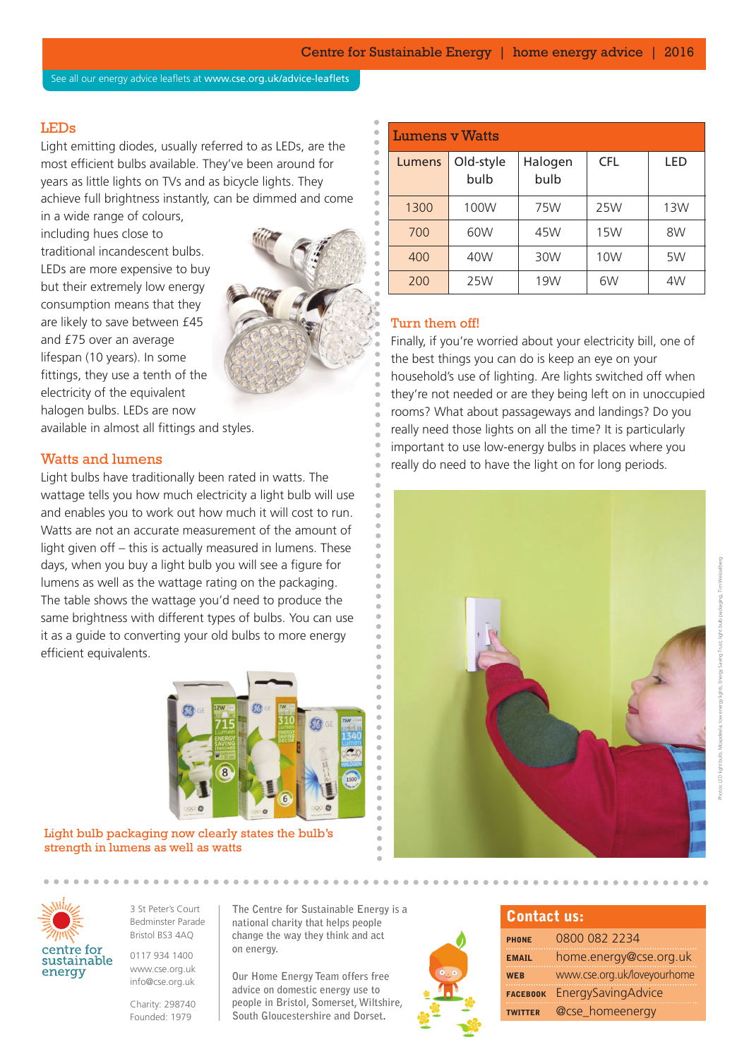See all our energy advice leaflets at www.cse.org.uk/advice-leaflets

## LEDs

Light emitting diodes, usually referred to as LEDs, are the most efficient bulbs available. They've been around for years as little lights on TVs and as bicycle lights. They achieve full brightness instantly, can be dimmed and come in a wide range of colours, including hues close to traditional incandescent bulbs. LEDs are more expensive to buy but their extremely low energy consumption means that they are likely to save between £45 and £75 over an average lifespan (10 years). In some fittings, they use a tenth of the electricity of the equivalent halogen bulbs. LEDs are now available in almost all fittings and styles.

## Watts and lumens

Light bulbs have traditionally been rated in watts. The wattage tells you how much electricity a light bulb will use and enables you to work out how much it will cost to run. Watts are not an accurate measurement of the amount of light given off – this is actually measured in lumens. These days, when you buy a light bulb you will see a figure for lumens as well as the wattage rating on the packaging. The table shows the wattage you'd need to produce the same brightness with different types of bulbs. You can use it as a guide to converting your old bulbs to more energy efficient equivalents.

Light bulb packaging now clearly states the bulb's strength in lumens as well as watts

### Lumens v Watts

| Lumens | Old-style bulb | Halogen bulb | CFL | LED |
|---|---|---|---|---|
| 1300 | 100W | 75W | 25W | 13W |
| 700 | 60W | 45W | 15W | 8W |
| 400 | 40W | 30W | 10W | 5W |
| 200 | 25W | 19W | 6W | 4W |

## Turn them off!

Finally, if you're worried about your electricity bill, one of the best things you can do is keep an eye on your household's use of lighting. Are lights switched off when they're not needed or are they being left on in unoccupied rooms? What about passageways and landings? Do you really need those lights on all the time? It is particularly important to use low-energy bulbs in places where you really do need to have the light on for long periods.

Photos: LED light bulbs, Mcapdevila; low energy lights, Energy Saving Trust; light bulb packaging, Tim Westoolberg

centre for sustainable energy

3 St Peter's Court
Bedminster Parade
Bristol BS3 4AQ

0117 934 1400
www.cse.org.uk
info@cse.org.uk

Charity: 298740
Founded: 1979

The Centre for Sustainable Energy is a national charity that helps people change the way they think and act on energy.

Our Home Energy Team offers free advice on domestic energy use to people in Bristol, Somerset, Wiltshire, South Gloucestershire and Dorset.

### Contact us:

| | |
|---|---|
| PHONE | 0800 082 2234 |
| EMAIL | home.energy@cse.org.uk |
| WEB | www.cse.org.uk/loveyourhome |
| FACEBOOK | EnergySavingAdvice |
| TWITTER | @cse_homeenergy |